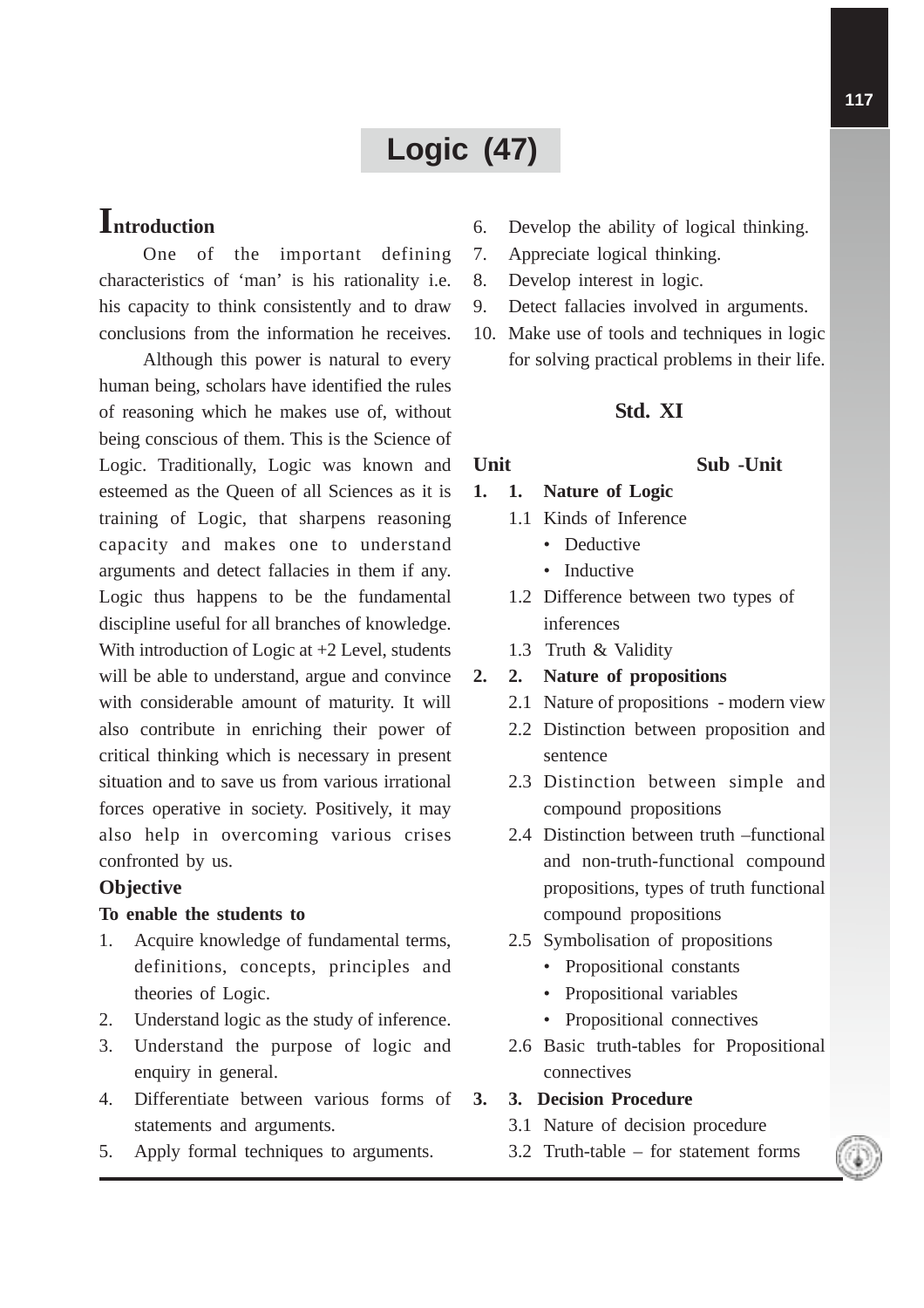# Logic (47)

## Introduction

One of the important defining characteristics of 'man' is his rationality i.e. his capacity to think consistently and to draw conclusions from the information he receives.

Although this power is natural to every human being, scholars have identified the rules of reasoning which he makes use of, without being conscious of them. This is the Science of Logic. Traditionally, Logic was known and esteemed as the Queen of all Sciences as it is training of Logic, that sharpens reasoning capacity and makes one to understand arguments and detect fallacies in them if any. Logic thus happens to be the fundamental discipline useful for all branches of knowledge. With introduction of Logic at +2 Level, students will be able to understand, argue and convince with considerable amount of maturity. It will also contribute in enriching their power of critical thinking which is necessary in present situation and to save us from various irrational forces operative in society. Positively, it may also help in overcoming various crises confronted by us.

### Objective

**To enable the students to**

1. Acquire knowledge of fundamental terms, definitions, concepts, principles and theories of Logic.
2. Understand logic as the study of inference.
3. Understand the purpose of logic and enquiry in general.
4. Differentiate between various forms of statements and arguments.
5. Apply formal techniques to arguments.
6. Develop the ability of logical thinking.
7. Appreciate logical thinking.
8. Develop interest in logic.
9. Detect fallacies involved in arguments.
10. Make use of tools and techniques in logic for solving practical problems in their life.

### Std. XI

**Unit** **Sub -Unit**

**1. 1. Nature of Logic**

- 1.1 Kinds of Inference
  - Deductive
  - Inductive
- 1.2 Difference between two types of inferences
- 1.3 Truth & Validity

**2. 2. Nature of propositions**

- 2.1 Nature of propositions - modern view
- 2.2 Distinction between proposition and sentence
- 2.3 Distinction between simple and compound propositions
- 2.4 Distinction between truth –functional and non-truth-functional compound propositions, types of truth functional compound propositions
- 2.5 Symbolisation of propositions
  - Propositional constants
  - Propositional variables
  - Propositional connectives
- 2.6 Basic truth-tables for Propositional connectives

**3. 3. Decision Procedure**

- 3.1 Nature of decision procedure
- 3.2 Truth-table – for statement forms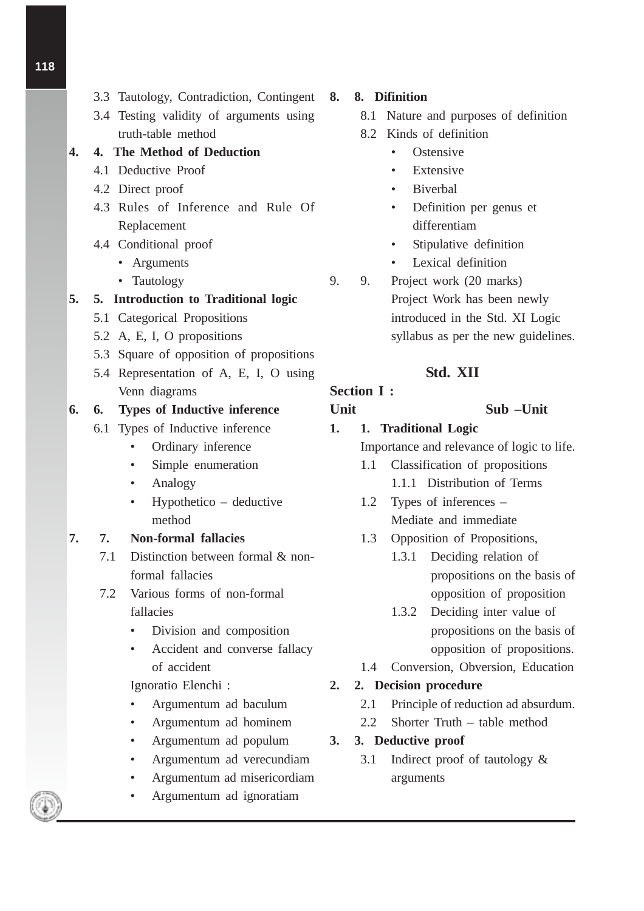3.3 Tautology, Contradiction, Contingent

3.4 Testing validity of arguments using truth-table method

**4. 4. The Method of Deduction**

4.1 Deductive Proof

4.2 Direct proof

4.3 Rules of Inference and Rule Of Replacement

4.4 Conditional proof
- Arguments
- Tautology

**5. 5. Introduction to Traditional logic**

5.1 Categorical Propositions

5.2 A, E, I, O propositions

5.3 Square of opposition of propositions

5.4 Representation of A, E, I, O using Venn diagrams

**6. 6. Types of Inductive inference**

6.1 Types of Inductive inference
- Ordinary inference
- Simple enumeration
- Analogy
- Hypothetico – deductive method

**7. 7. Non-formal fallacies**

7.1 Distinction between formal & non-formal fallacies

7.2 Various forms of non-formal fallacies
- Division and composition
- Accident and converse fallacy of accident

Ignoratio Elenchi :
- Argumentum ad baculum
- Argumentum ad hominem
- Argumentum ad populum
- Argumentum ad verecundiam
- Argumentum ad misericordiam
- Argumentum ad ignoratiam

**8. 8. Difinition**

8.1 Nature and purposes of definition

8.2 Kinds of definition
- Ostensive
- Extensive
- Biverbal
- Definition per genus et differentiam
- Stipulative definition
- Lexical definition

9. 9. Project work (20 marks)
Project Work has been newly introduced in the Std. XI Logic syllabus as per the new guidelines.

## Std. XII

**Section I :**

**Unit** **Sub –Unit**

**1. 1. Traditional Logic**

Importance and relevance of logic to life.

1.1 Classification of propositions

1.1.1 Distribution of Terms

1.2 Types of inferences – Mediate and immediate

1.3 Opposition of Propositions,

1.3.1 Deciding relation of propositions on the basis of opposition of proposition

1.3.2 Deciding inter value of propositions on the basis of opposition of propositions.

1.4 Conversion, Obversion, Education

**2. 2. Decision procedure**

2.1 Principle of reduction ad absurdum.

2.2 Shorter Truth – table method

**3. 3. Deductive proof**

3.1 Indirect proof of tautology & arguments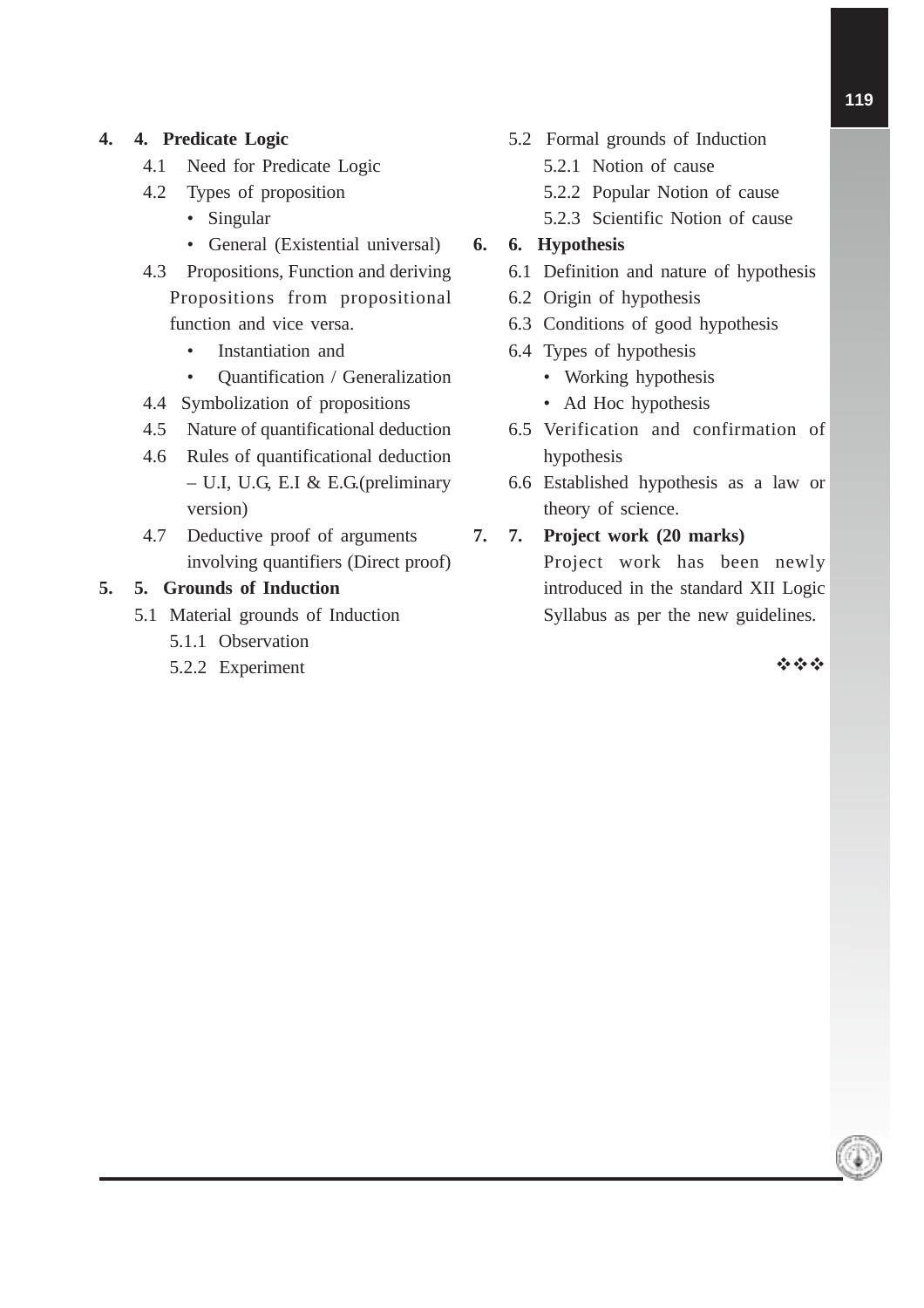4. **4. Predicate Logic**
   - 4.1 Need for Predicate Logic
   - 4.2 Types of proposition
     - Singular
     - General (Existential universal)
   - 4.3 Propositions, Function and deriving Propositions from propositional function and vice versa.
     - Instantiation and
     - Quantification / Generalization
   - 4.4 Symbolization of propositions
   - 4.5 Nature of quantificational deduction
   - 4.6 Rules of quantificational deduction – U.I, U.G, E.I & E.G.(preliminary version)
   - 4.7 Deductive proof of arguments involving quantifiers (Direct proof)

5. **5. Grounds of Induction**
   - 5.1 Material grounds of Induction
     - 5.1.1 Observation
     - 5.2.2 Experiment
   - 5.2 Formal grounds of Induction
     - 5.2.1 Notion of cause
     - 5.2.2 Popular Notion of cause
     - 5.2.3 Scientific Notion of cause

6. **6. Hypothesis**
   - 6.1 Definition and nature of hypothesis
   - 6.2 Origin of hypothesis
   - 6.3 Conditions of good hypothesis
   - 6.4 Types of hypothesis
     - Working hypothesis
     - Ad Hoc hypothesis
   - 6.5 Verification and confirmation of hypothesis
   - 6.6 Established hypothesis as a law or theory of science.

7. **7. Project work (20 marks)**

   Project work has been newly introduced in the standard XII Logic Syllabus as per the new guidelines.

❖❖❖